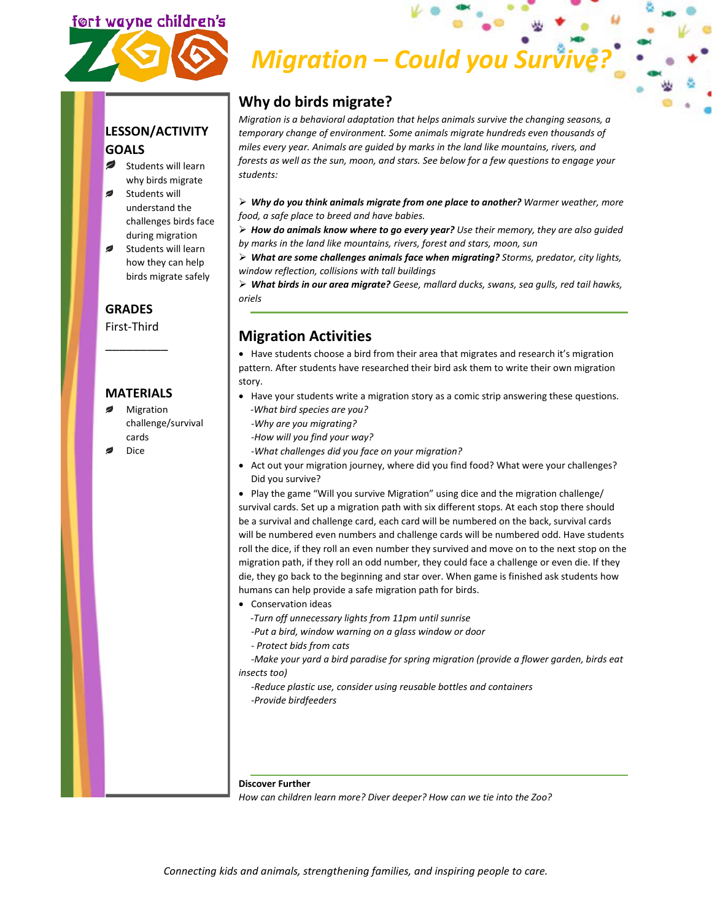fort wayne children's ZOO

# Migration – Could you Survive?

## LESSON/ACTIVITY GOALS

- Students will learn why birds migrate
- Students will understand the challenges birds face during migration
- Students will learn how they can help birds migrate safely

## GRADES

First-Third

__________

## MATERIALS

- Migration challenge/survival cards
- Dice

## Why do birds migrate?

*Migration is a behavioral adaptation that helps animals survive the changing seasons, a temporary change of environment. Some animals migrate hundreds even thousands of miles every year. Animals are guided by marks in the land like mountains, rivers, and forests as well as the sun, moon, and stars. See below for a few questions to engage your students:*

- ***Why do you think animals migrate from one place to another?*** *Warmer weather, more food, a safe place to breed and have babies.*
- ***How do animals know where to go every year?*** *Use their memory, they are also guided by marks in the land like mountains, rivers, forest and stars, moon, sun*
- ***What are some challenges animals face when migrating?*** *Storms, predator, city lights, window reflection, collisions with tall buildings*
- ***What birds in our area migrate?*** *Geese, mallard ducks, swans, sea gulls, red tail hawks, oriels*

## Migration Activities

- Have students choose a bird from their area that migrates and research it's migration pattern. After students have researched their bird ask them to write their own migration story.
- Have your students write a migration story as a comic strip answering these questions.
  *-What bird species are you?*
  *-Why are you migrating?*
  *-How will you find your way?*
  *-What challenges did you face on your migration?*
- Act out your migration journey, where did you find food? What were your challenges? Did you survive?
- Play the game "Will you survive Migration" using dice and the migration challenge/ survival cards. Set up a migration path with six different stops. At each stop there should be a survival and challenge card, each card will be numbered on the back, survival cards will be numbered even numbers and challenge cards will be numbered odd. Have students roll the dice, if they roll an even number they survived and move on to the next stop on the migration path, if they roll an odd number, they could face a challenge or even die. If they die, they go back to the beginning and star over. When game is finished ask students how humans can help provide a safe migration path for birds.
- Conservation ideas
  *-Turn off unnecessary lights from 11pm until sunrise*
  *-Put a bird, window warning on a glass window or door*
  *- Protect bids from cats*
  *-Make your yard a bird paradise for spring migration (provide a flower garden, birds eat insects too)*
  *-Reduce plastic use, consider using reusable bottles and containers*
  *-Provide birdfeeders*

**Discover Further**

*How can children learn more? Diver deeper? How can we tie into the Zoo?*

*Connecting kids and animals, strengthening families, and inspiring people to care.*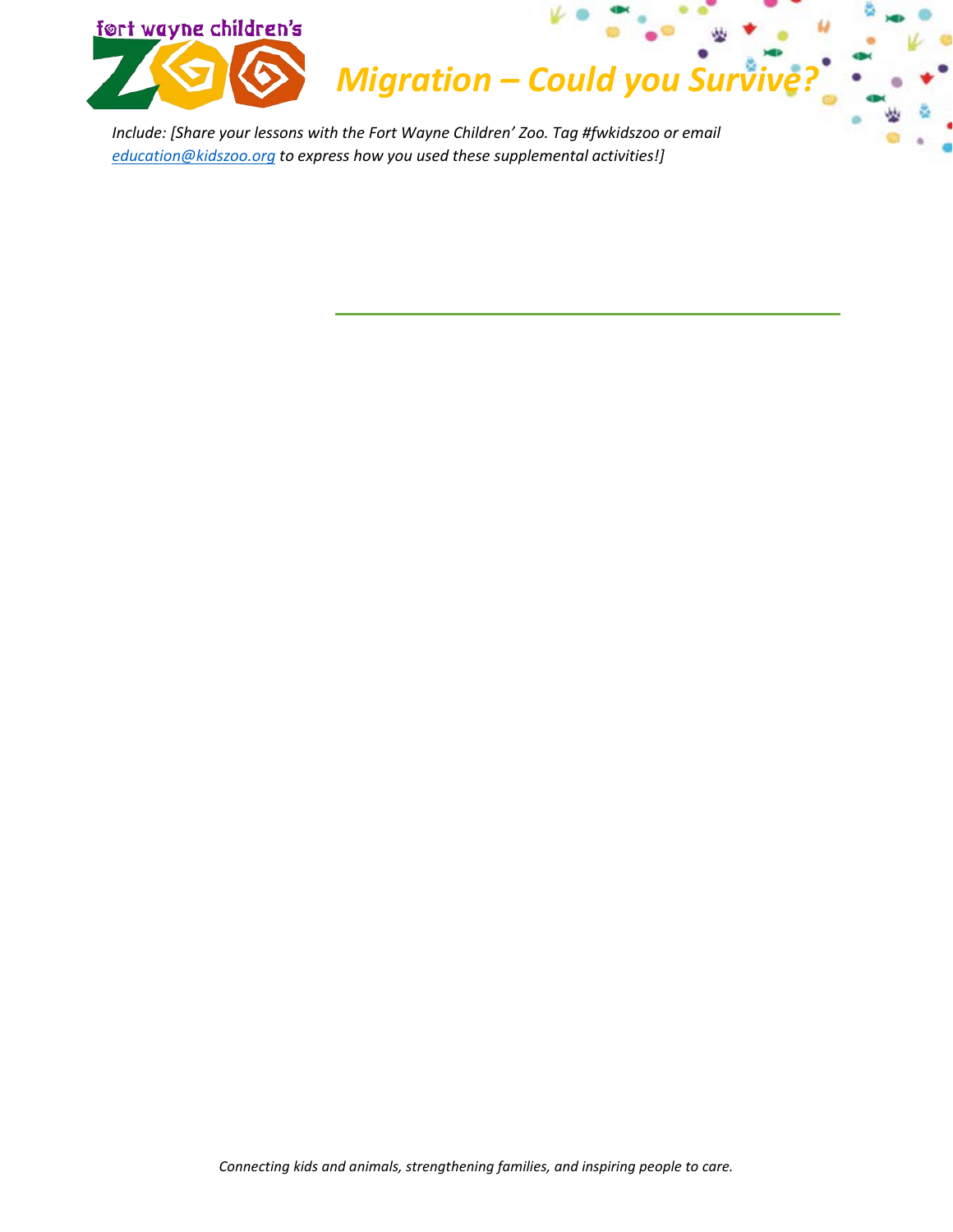# Migration – Could you Survive?

*Include: [Share your lessons with the Fort Wayne Children' Zoo. Tag #fwkidszoo or email [education@kidszoo.org](mailto:education@kidszoo.org) to express how you used these supplemental activities!]*

*Connecting kids and animals, strengthening families, and inspiring people to care.*